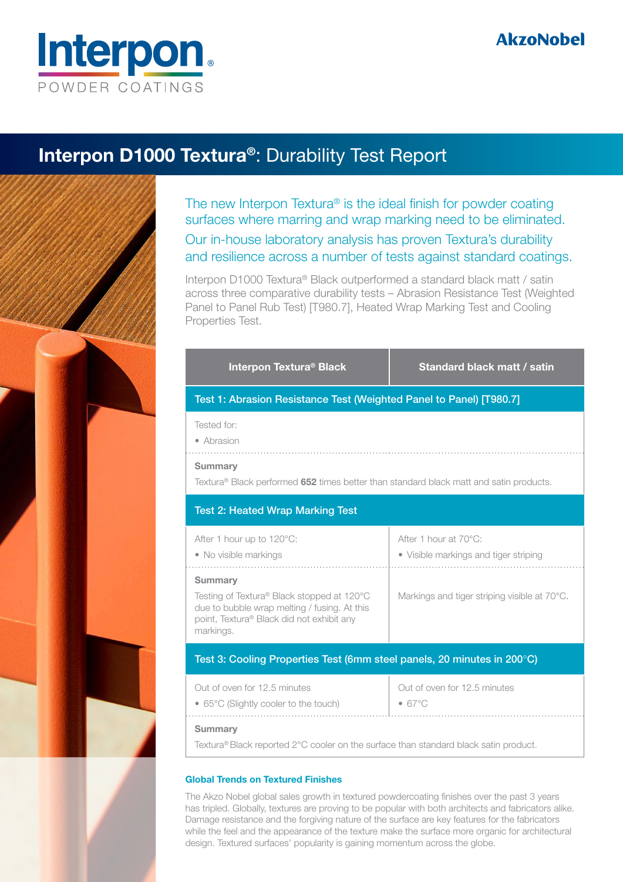Interpon
POWDER COATINGS

AkzoNobel

# Interpon D1000 Textura®: Durability Test Report

The new Interpon Textura® is the ideal finish for powder coating surfaces where marring and wrap marking need to be eliminated. Our in-house laboratory analysis has proven Textura's durability and resilience across a number of tests against standard coatings.

Interpon D1000 Textura® Black outperformed a standard black matt / satin across three comparative durability tests – Abrasion Resistance Test (Weighted Panel to Panel Rub Test) [T980.7], Heated Wrap Marking Test and Cooling Properties Test.

| Interpon Textura® Black | Standard black matt / satin |
| --- | --- |
| **Test 1: Abrasion Resistance Test (Weighted Panel to Panel) [T980.7]** | |
| Tested for:<br>• Abrasion | |
| **Summary**<br>Textura® Black performed **652** times better than standard black matt and satin products. | |
| **Test 2: Heated Wrap Marking Test** | |
| After 1 hour up to 120°C:<br>• No visible markings | After 1 hour at 70°C:<br>• Visible markings and tiger striping |
| **Summary**<br>Testing of Textura® Black stopped at 120°C due to bubble wrap melting / fusing. At this point, Textura® Black did not exhibit any markings. | Markings and tiger striping visible at 70°C. |
| **Test 3: Cooling Properties Test (6mm steel panels, 20 minutes in 200°C)** | |
| Out of oven for 12.5 minutes<br>• 65°C (Slightly cooler to the touch) | Out of oven for 12.5 minutes<br>• 67°C |
| **Summary**<br>Textura® Black reported 2°C cooler on the surface than standard black satin product. | |

### Global Trends on Textured Finishes

The Akzo Nobel global sales growth in textured powdercoating finishes over the past 3 years has tripled. Globally, textures are proving to be popular with both architects and fabricators alike. Damage resistance and the forgiving nature of the surface are key features for the fabricators while the feel and the appearance of the texture make the surface more organic for architectural design. Textured surfaces' popularity is gaining momentum across the globe.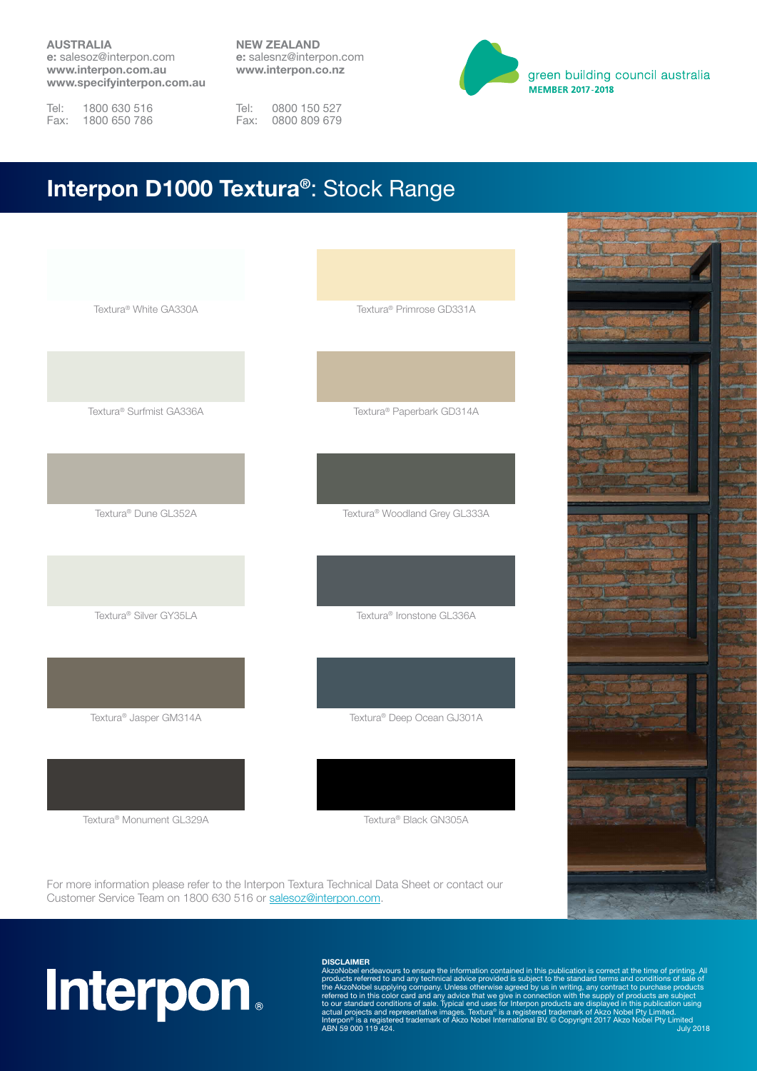**AUSTRALIA**
**e:** salesoz@interpon.com
**www.interpon.com.au**
**www.specifyinterpon.com.au**

Tel: 1800 630 516
Fax: 1800 650 786

**NEW ZEALAND**
**e:** salesnz@interpon.com
**www.interpon.co.nz**

Tel: 0800 150 527
Fax: 0800 809 679

green building council australia
**MEMBER 2017-2018**

# Interpon D1000 Textura®: Stock Range

Textura® White GA330A

Textura® Primrose GD331A

Textura® Surfmist GA336A

Textura® Paperbark GD314A

Textura® Dune GL352A

Textura® Woodland Grey GL333A

Textura® Silver GY35LA

Textura® Ironstone GL336A

Textura® Jasper GM314A

Textura® Deep Ocean GJ301A

Textura® Monument GL329A

Textura® Black GN305A

For more information please refer to the Interpon Textura Technical Data Sheet or contact our Customer Service Team on 1800 630 516 or salesoz@interpon.com.

**Interpon**®

**DISCLAIMER**
AkzoNobel endeavours to ensure the information contained in this publication is correct at the time of printing. All products referred to and any technical advice provided is subject to the standard terms and conditions of sale of the AkzoNobel supplying company. Unless otherwise agreed by us in writing, any contract to purchase products referred to in this color card and any advice that we give in connection with the supply of products are subject to our standard conditions of sale. Typical end uses for Interpon products are displayed in this publication using actual projects and representative images. Textura® is a registered trademark of Akzo Nobel Pty Limited. Interpon® is a registered trademark of Akzo Nobel International BV. © Copyright 2017 Akzo Nobel Pty Limited ABN 59 000 119 424.

July 2018